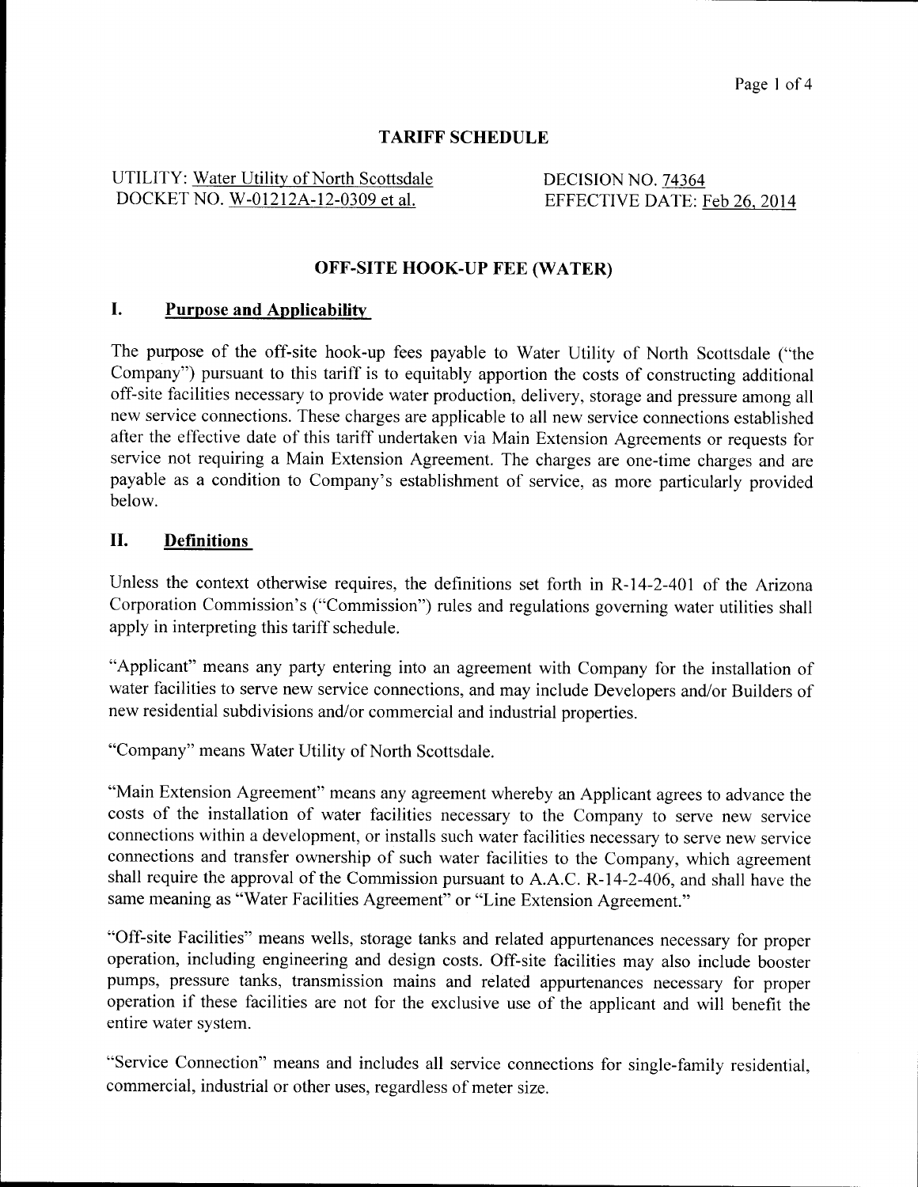# TARIFF SCHEDULE

UTILITY: Water Utility of North Scottsdale
DOCKET NO. W-01212A-12-0309 et al.

DECISION NO. 74364
EFFECTIVE DATE: Feb 26, 2014

## OFF-SITE HOOK-UP FEE (WATER)

### I. Purpose and Applicability

The purpose of the off-site hook-up fees payable to Water Utility of North Scottsdale ("the Company") pursuant to this tariff is to equitably apportion the costs of constructing additional off-site facilities necessary to provide water production, delivery, storage and pressure among all new service connections. These charges are applicable to all new service connections established after the effective date of this tariff undertaken via Main Extension Agreements or requests for service not requiring a Main Extension Agreement. The charges are one-time charges and are payable as a condition to Company's establishment of service, as more particularly provided below.

### II. Definitions

Unless the context otherwise requires, the definitions set forth in R-14-2-401 of the Arizona Corporation Commission's ("Commission") rules and regulations governing water utilities shall apply in interpreting this tariff schedule.

"Applicant" means any party entering into an agreement with Company for the installation of water facilities to serve new service connections, and may include Developers and/or Builders of new residential subdivisions and/or commercial and industrial properties.

"Company" means Water Utility of North Scottsdale.

"Main Extension Agreement" means any agreement whereby an Applicant agrees to advance the costs of the installation of water facilities necessary to the Company to serve new service connections within a development, or installs such water facilities necessary to serve new service connections and transfer ownership of such water facilities to the Company, which agreement shall require the approval of the Commission pursuant to A.A.C. R-14-2-406, and shall have the same meaning as "Water Facilities Agreement" or "Line Extension Agreement."

"Off-site Facilities" means wells, storage tanks and related appurtenances necessary for proper operation, including engineering and design costs. Off-site facilities may also include booster pumps, pressure tanks, transmission mains and related appurtenances necessary for proper operation if these facilities are not for the exclusive use of the applicant and will benefit the entire water system.

"Service Connection" means and includes all service connections for single-family residential, commercial, industrial or other uses, regardless of meter size.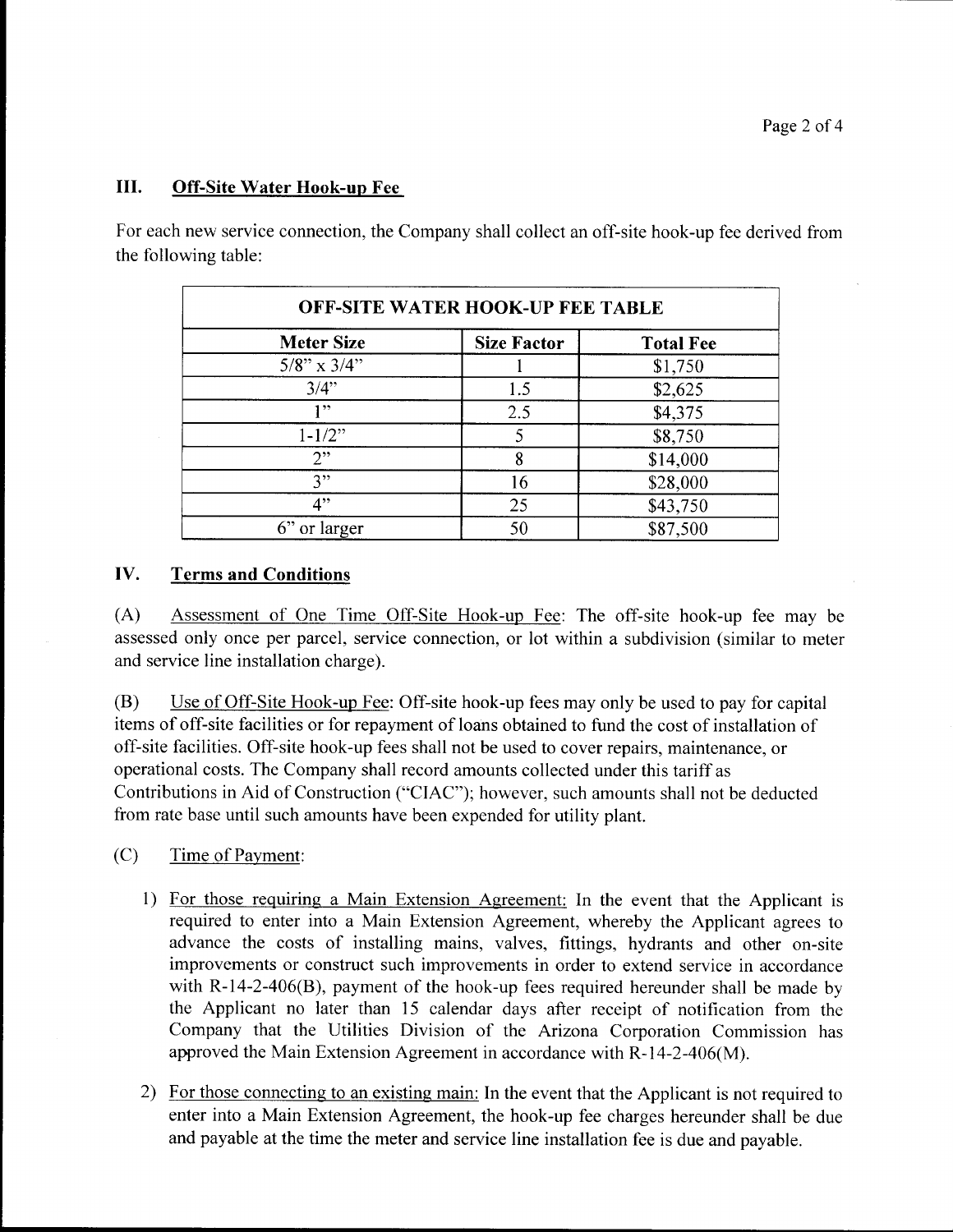## III. Off-Site Water Hook-up Fee

For each new service connection, the Company shall collect an off-site hook-up fee derived from the following table:

| OFF-SITE WATER HOOK-UP FEE TABLE | | |
|---|---|---|
| **Meter Size** | **Size Factor** | **Total Fee** |
| 5/8" x 3/4" | 1 | $1,750 |
| 3/4" | 1.5 | $2,625 |
| 1" | 2.5 | $4,375 |
| 1-1/2" | 5 | $8,750 |
| 2" | 8 | $14,000 |
| 3" | 16 | $28,000 |
| 4" | 25 | $43,750 |
| 6" or larger | 50 | $87,500 |

## IV. Terms and Conditions

(A) Assessment of One Time Off-Site Hook-up Fee: The off-site hook-up fee may be assessed only once per parcel, service connection, or lot within a subdivision (similar to meter and service line installation charge).

(B) Use of Off-Site Hook-up Fee: Off-site hook-up fees may only be used to pay for capital items of off-site facilities or for repayment of loans obtained to fund the cost of installation of off-site facilities. Off-site hook-up fees shall not be used to cover repairs, maintenance, or operational costs. The Company shall record amounts collected under this tariff as Contributions in Aid of Construction ("CIAC"); however, such amounts shall not be deducted from rate base until such amounts have been expended for utility plant.

(C) Time of Payment:

1) For those requiring a Main Extension Agreement: In the event that the Applicant is required to enter into a Main Extension Agreement, whereby the Applicant agrees to advance the costs of installing mains, valves, fittings, hydrants and other on-site improvements or construct such improvements in order to extend service in accordance with R-14-2-406(B), payment of the hook-up fees required hereunder shall be made by the Applicant no later than 15 calendar days after receipt of notification from the Company that the Utilities Division of the Arizona Corporation Commission has approved the Main Extension Agreement in accordance with R-14-2-406(M).

2) For those connecting to an existing main: In the event that the Applicant is not required to enter into a Main Extension Agreement, the hook-up fee charges hereunder shall be due and payable at the time the meter and service line installation fee is due and payable.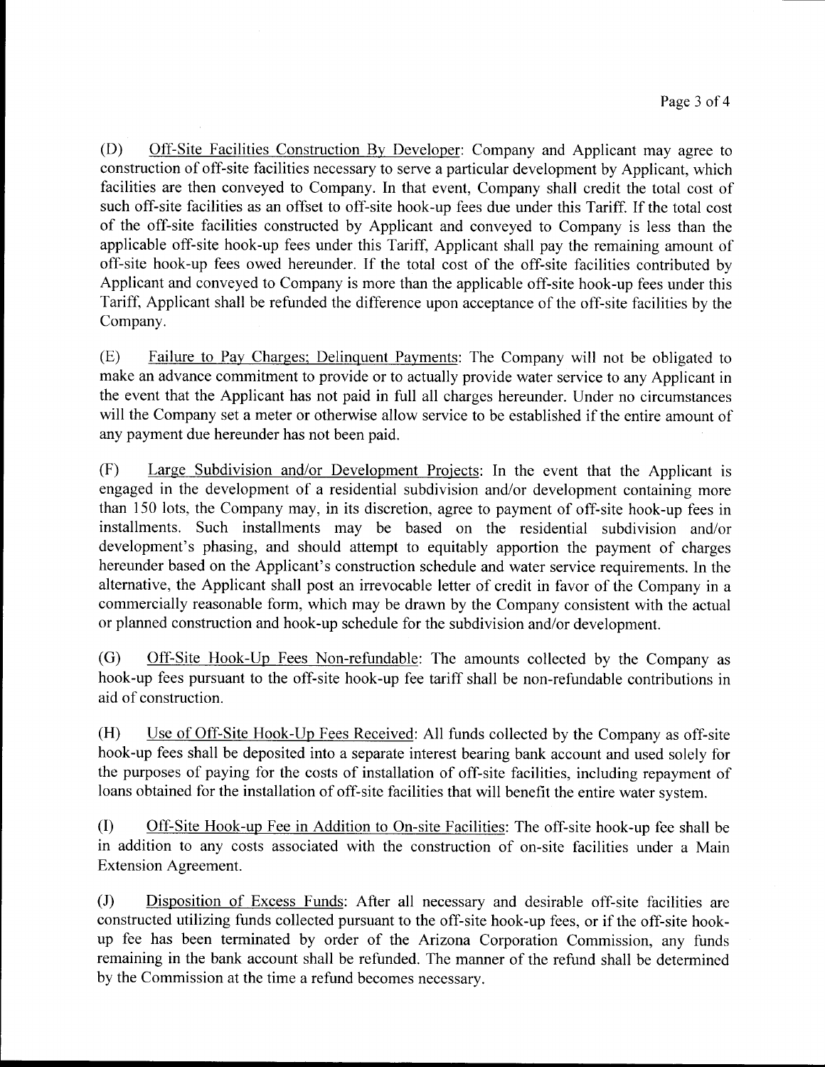(D) Off-Site Facilities Construction By Developer: Company and Applicant may agree to construction of off-site facilities necessary to serve a particular development by Applicant, which facilities are then conveyed to Company. In that event, Company shall credit the total cost of such off-site facilities as an offset to off-site hook-up fees due under this Tariff. If the total cost of the off-site facilities constructed by Applicant and conveyed to Company is less than the applicable off-site hook-up fees under this Tariff, Applicant shall pay the remaining amount of off-site hook-up fees owed hereunder. If the total cost of the off-site facilities contributed by Applicant and conveyed to Company is more than the applicable off-site hook-up fees under this Tariff, Applicant shall be refunded the difference upon acceptance of the off-site facilities by the Company.

(E) Failure to Pay Charges; Delinquent Payments: The Company will not be obligated to make an advance commitment to provide or to actually provide water service to any Applicant in the event that the Applicant has not paid in full all charges hereunder. Under no circumstances will the Company set a meter or otherwise allow service to be established if the entire amount of any payment due hereunder has not been paid.

(F) Large Subdivision and/or Development Projects: In the event that the Applicant is engaged in the development of a residential subdivision and/or development containing more than 150 lots, the Company may, in its discretion, agree to payment of off-site hook-up fees in installments. Such installments may be based on the residential subdivision and/or development's phasing, and should attempt to equitably apportion the payment of charges hereunder based on the Applicant's construction schedule and water service requirements. In the alternative, the Applicant shall post an irrevocable letter of credit in favor of the Company in a commercially reasonable form, which may be drawn by the Company consistent with the actual or planned construction and hook-up schedule for the subdivision and/or development.

(G) Off-Site Hook-Up Fees Non-refundable: The amounts collected by the Company as hook-up fees pursuant to the off-site hook-up fee tariff shall be non-refundable contributions in aid of construction.

(H) Use of Off-Site Hook-Up Fees Received: All funds collected by the Company as off-site hook-up fees shall be deposited into a separate interest bearing bank account and used solely for the purposes of paying for the costs of installation of off-site facilities, including repayment of loans obtained for the installation of off-site facilities that will benefit the entire water system.

(I) Off-Site Hook-up Fee in Addition to On-site Facilities: The off-site hook-up fee shall be in addition to any costs associated with the construction of on-site facilities under a Main Extension Agreement.

(J) Disposition of Excess Funds: After all necessary and desirable off-site facilities are constructed utilizing funds collected pursuant to the off-site hook-up fees, or if the off-site hook-up fee has been terminated by order of the Arizona Corporation Commission, any funds remaining in the bank account shall be refunded. The manner of the refund shall be determined by the Commission at the time a refund becomes necessary.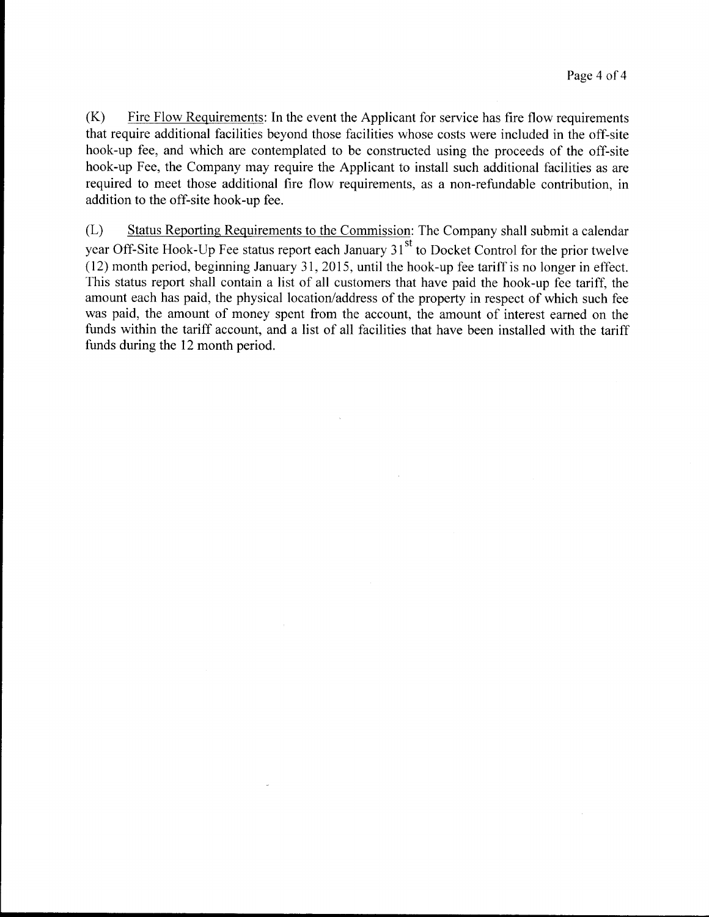(K) Fire Flow Requirements: In the event the Applicant for service has fire flow requirements that require additional facilities beyond those facilities whose costs were included in the off-site hook-up fee, and which are contemplated to be constructed using the proceeds of the off-site hook-up Fee, the Company may require the Applicant to install such additional facilities as are required to meet those additional fire flow requirements, as a non-refundable contribution, in addition to the off-site hook-up fee.

(L) Status Reporting Requirements to the Commission: The Company shall submit a calendar year Off-Site Hook-Up Fee status report each January 31st to Docket Control for the prior twelve (12) month period, beginning January 31, 2015, until the hook-up fee tariff is no longer in effect. This status report shall contain a list of all customers that have paid the hook-up fee tariff, the amount each has paid, the physical location/address of the property in respect of which such fee was paid, the amount of money spent from the account, the amount of interest earned on the funds within the tariff account, and a list of all facilities that have been installed with the tariff funds during the 12 month period.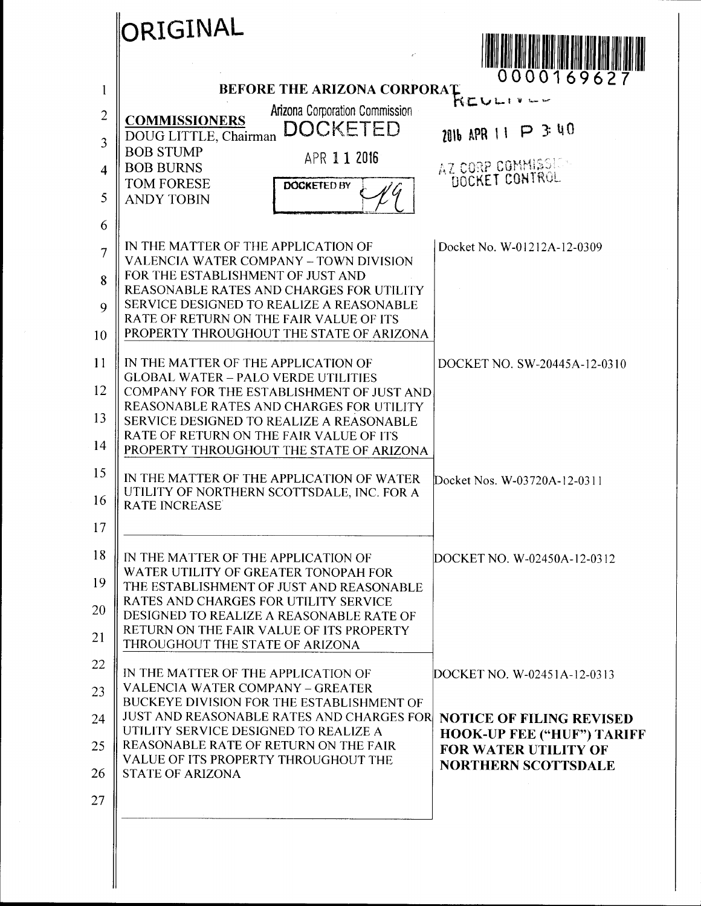ORIGINAL

0000169627

BEFORE THE ARIZONA CORPORATION COMMISSION

Arizona Corporation Commission
DOCKETED
APR 11 2016
DOCKETED BY

RECEIVED
2016 APR 11 P 3:40
AZ CORP COMMISSION
DOCKET CONTROL

**COMMISSIONERS**
DOUG LITTLE, Chairman
BOB STUMP
BOB BURNS
TOM FORESE
ANDY TOBIN

| | |
|---|---|
| IN THE MATTER OF THE APPLICATION OF VALENCIA WATER COMPANY – TOWN DIVISION FOR THE ESTABLISHMENT OF JUST AND REASONABLE RATES AND CHARGES FOR UTILITY SERVICE DESIGNED TO REALIZE A REASONABLE RATE OF RETURN ON THE FAIR VALUE OF ITS PROPERTY THROUGHOUT THE STATE OF ARIZONA | Docket No. W-01212A-12-0309 |
| IN THE MATTER OF THE APPLICATION OF GLOBAL WATER – PALO VERDE UTILITIES COMPANY FOR THE ESTABLISHMENT OF JUST AND REASONABLE RATES AND CHARGES FOR UTILITY SERVICE DESIGNED TO REALIZE A REASONABLE RATE OF RETURN ON THE FAIR VALUE OF ITS PROPERTY THROUGHOUT THE STATE OF ARIZONA | DOCKET NO. SW-20445A-12-0310 |
| IN THE MATTER OF THE APPLICATION OF WATER UTILITY OF NORTHERN SCOTTSDALE, INC. FOR A RATE INCREASE | Docket Nos. W-03720A-12-0311 |
| IN THE MATTER OF THE APPLICATION OF WATER UTILITY OF GREATER TONOPAH FOR THE ESTABLISHMENT OF JUST AND REASONABLE RATES AND CHARGES FOR UTILITY SERVICE DESIGNED TO REALIZE A REASONABLE RATE OF RETURN ON THE FAIR VALUE OF ITS PROPERTY THROUGHOUT THE STATE OF ARIZONA | DOCKET NO. W-02450A-12-0312 |
| IN THE MATTER OF THE APPLICATION OF VALENCIA WATER COMPANY – GREATER BUCKEYE DIVISION FOR THE ESTABLISHMENT OF JUST AND REASONABLE RATES AND CHARGES FOR UTILITY SERVICE DESIGNED TO REALIZE A REASONABLE RATE OF RETURN ON THE FAIR VALUE OF ITS PROPERTY THROUGHOUT THE STATE OF ARIZONA | DOCKET NO. W-02451A-12-0313<br><br>**NOTICE OF FILING REVISED HOOK-UP FEE ("HUF") TARIFF FOR WATER UTILITY OF NORTHERN SCOTTSDALE** |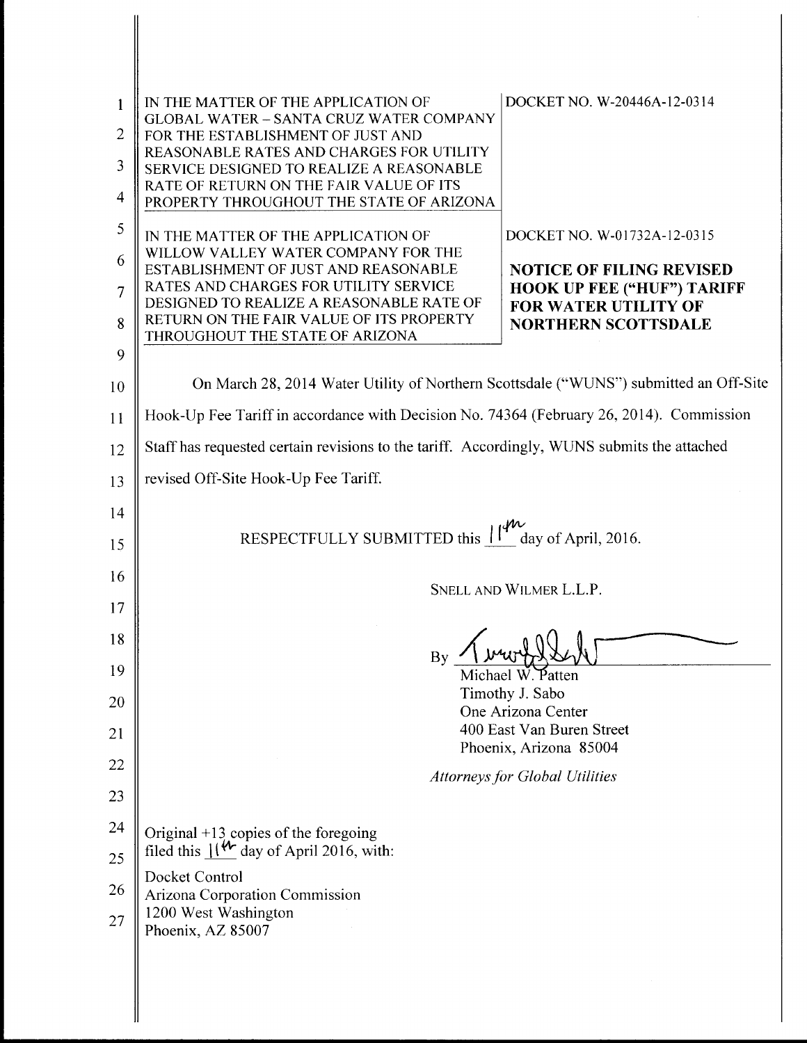IN THE MATTER OF THE APPLICATION OF GLOBAL WATER – SANTA CRUZ WATER COMPANY FOR THE ESTABLISHMENT OF JUST AND REASONABLE RATES AND CHARGES FOR UTILITY SERVICE DESIGNED TO REALIZE A REASONABLE RATE OF RETURN ON THE FAIR VALUE OF ITS PROPERTY THROUGHOUT THE STATE OF ARIZONA

DOCKET NO. W-20446A-12-0314

IN THE MATTER OF THE APPLICATION OF WILLOW VALLEY WATER COMPANY FOR THE ESTABLISHMENT OF JUST AND REASONABLE RATES AND CHARGES FOR UTILITY SERVICE DESIGNED TO REALIZE A REASONABLE RATE OF RETURN ON THE FAIR VALUE OF ITS PROPERTY THROUGHOUT THE STATE OF ARIZONA

DOCKET NO. W-01732A-12-0315

**NOTICE OF FILING REVISED HOOK UP FEE ("HUF") TARIFF FOR WATER UTILITY OF NORTHERN SCOTTSDALE**

On March 28, 2014 Water Utility of Northern Scottsdale ("WUNS") submitted an Off-Site Hook-Up Fee Tariff in accordance with Decision No. 74364 (February 26, 2014). Commission Staff has requested certain revisions to the tariff. Accordingly, WUNS submits the attached revised Off-Site Hook-Up Fee Tariff.

RESPECTFULLY SUBMITTED this 11th day of April, 2016.

SNELL AND WILMER L.L.P.

By ______________________

Michael W. Patten
Timothy J. Sabo
One Arizona Center
400 East Van Buren Street
Phoenix, Arizona 85004

*Attorneys for Global Utilities*

Original +13 copies of the foregoing filed this 11th day of April 2016, with:

Docket Control
Arizona Corporation Commission
1200 West Washington
Phoenix, AZ 85007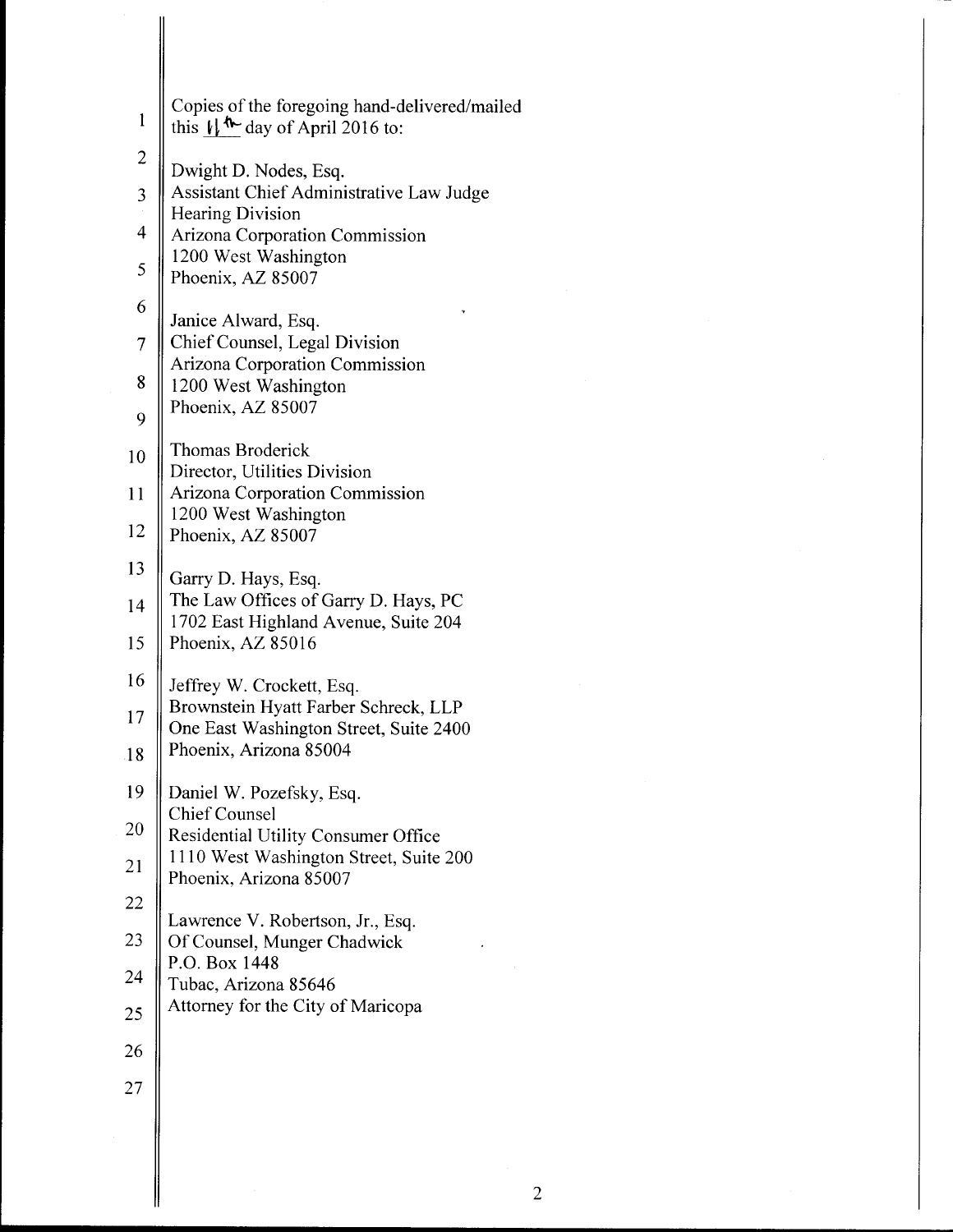Copies of the foregoing hand-delivered/mailed
this 11th day of April 2016 to:

Dwight D. Nodes, Esq.
Assistant Chief Administrative Law Judge
Hearing Division
Arizona Corporation Commission
1200 West Washington
Phoenix, AZ 85007

Janice Alward, Esq.
Chief Counsel, Legal Division
Arizona Corporation Commission
1200 West Washington
Phoenix, AZ 85007

Thomas Broderick
Director, Utilities Division
Arizona Corporation Commission
1200 West Washington
Phoenix, AZ 85007

Garry D. Hays, Esq.
The Law Offices of Garry D. Hays, PC
1702 East Highland Avenue, Suite 204
Phoenix, AZ 85016

Jeffrey W. Crockett, Esq.
Brownstein Hyatt Farber Schreck, LLP
One East Washington Street, Suite 2400
Phoenix, Arizona 85004

Daniel W. Pozefsky, Esq.
Chief Counsel
Residential Utility Consumer Office
1110 West Washington Street, Suite 200
Phoenix, Arizona 85007

Lawrence V. Robertson, Jr., Esq.
Of Counsel, Munger Chadwick
P.O. Box 1448
Tubac, Arizona 85646
Attorney for the City of Maricopa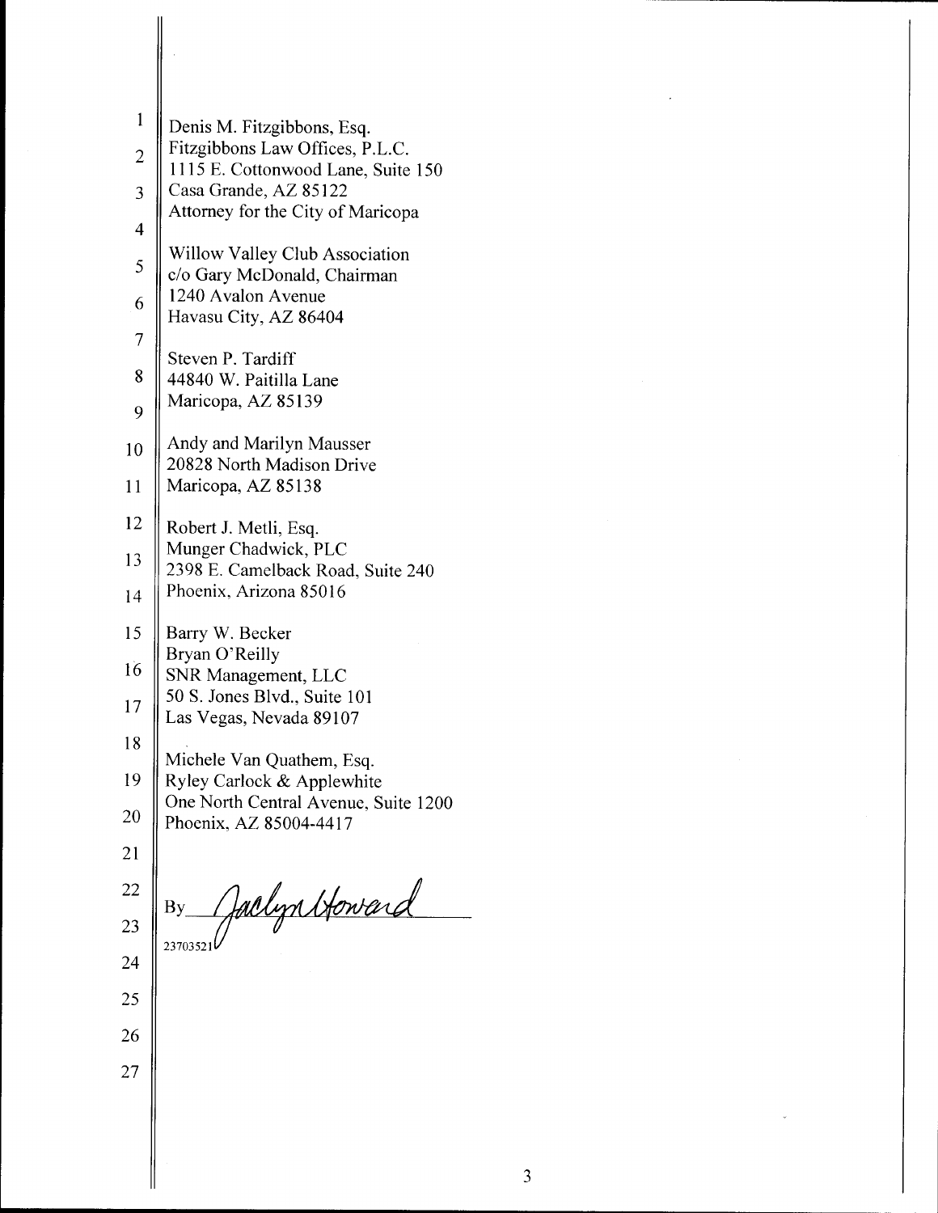Denis M. Fitzgibbons, Esq.
Fitzgibbons Law Offices, P.L.C.
1115 E. Cottonwood Lane, Suite 150
Casa Grande, AZ 85122
Attorney for the City of Maricopa

Willow Valley Club Association
c/o Gary McDonald, Chairman
1240 Avalon Avenue
Havasu City, AZ 86404

Steven P. Tardiff
44840 W. Paitilla Lane
Maricopa, AZ 85139

Andy and Marilyn Mausser
20828 North Madison Drive
Maricopa, AZ 85138

Robert J. Metli, Esq.
Munger Chadwick, PLC
2398 E. Camelback Road, Suite 240
Phoenix, Arizona 85016

Barry W. Becker
Bryan O'Reilly
SNR Management, LLC
50 S. Jones Blvd., Suite 101
Las Vegas, Nevada 89107

Michele Van Quathem, Esq.
Ryley Carlock & Applewhite
One North Central Avenue, Suite 1200
Phoenix, AZ 85004-4417

By Jaclyn Howard

23703521